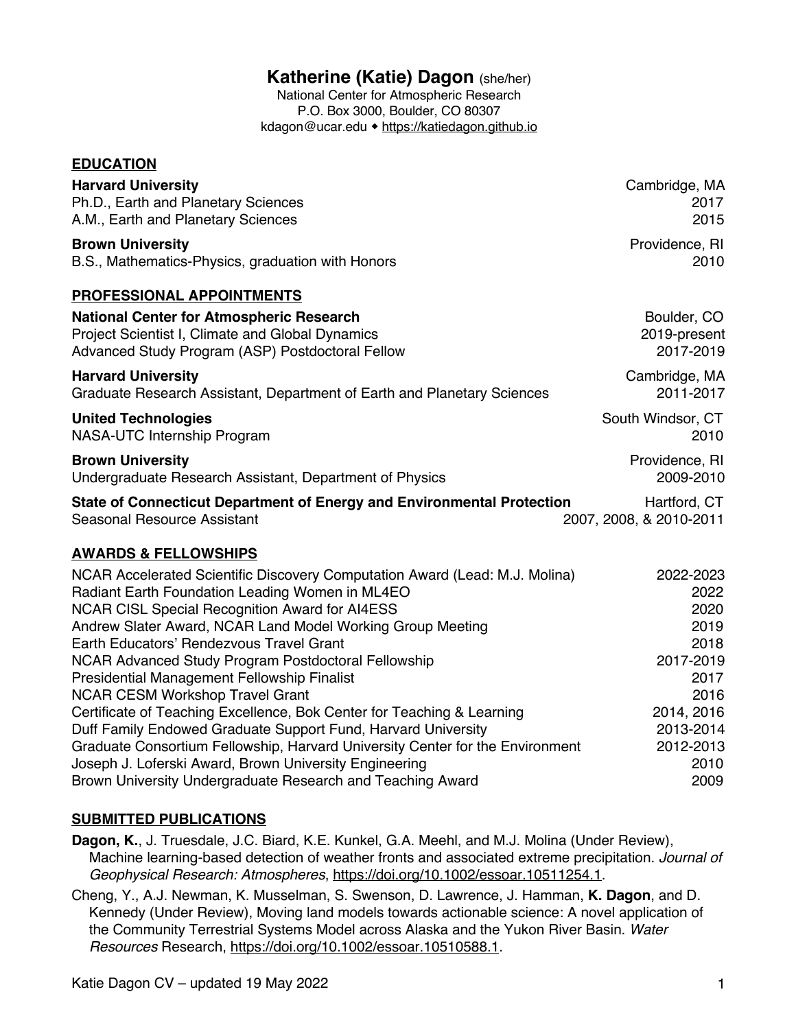# Katherine (Katie) Dagon (she/her)

National Center for Atmospheric Research
P.O. Box 3000, Boulder, CO 80307
kdagon@ucar.edu ◆ https://katiedagon.github.io

## EDUCATION

**Harvard University** — Cambridge, MA
Ph.D., Earth and Planetary Sciences — 2017
A.M., Earth and Planetary Sciences — 2015

**Brown University** — Providence, RI
B.S., Mathematics-Physics, graduation with Honors — 2010

## PROFESSIONAL APPOINTMENTS

**National Center for Atmospheric Research** — Boulder, CO
Project Scientist I, Climate and Global Dynamics — 2019-present
Advanced Study Program (ASP) Postdoctoral Fellow — 2017-2019

**Harvard University** — Cambridge, MA
Graduate Research Assistant, Department of Earth and Planetary Sciences — 2011-2017

**United Technologies** — South Windsor, CT
NASA-UTC Internship Program — 2010

**Brown University** — Providence, RI
Undergraduate Research Assistant, Department of Physics — 2009-2010

**State of Connecticut Department of Energy and Environmental Protection** — Hartford, CT
Seasonal Resource Assistant — 2007, 2008, & 2010-2011

## AWARDS & FELLOWSHIPS

- NCAR Accelerated Scientific Discovery Computation Award (Lead: M.J. Molina) — 2022-2023
- Radiant Earth Foundation Leading Women in ML4EO — 2022
- NCAR CISL Special Recognition Award for AI4ESS — 2020
- Andrew Slater Award, NCAR Land Model Working Group Meeting — 2019
- Earth Educators' Rendezvous Travel Grant — 2018
- NCAR Advanced Study Program Postdoctoral Fellowship — 2017-2019
- Presidential Management Fellowship Finalist — 2017
- NCAR CESM Workshop Travel Grant — 2016
- Certificate of Teaching Excellence, Bok Center for Teaching & Learning — 2014, 2016
- Duff Family Endowed Graduate Support Fund, Harvard University — 2013-2014
- Graduate Consortium Fellowship, Harvard University Center for the Environment — 2012-2013
- Joseph J. Loferski Award, Brown University Engineering — 2010
- Brown University Undergraduate Research and Teaching Award — 2009

## SUBMITTED PUBLICATIONS

**Dagon, K.**, J. Truesdale, J.C. Biard, K.E. Kunkel, G.A. Meehl, and M.J. Molina (Under Review), Machine learning-based detection of weather fronts and associated extreme precipitation. *Journal of Geophysical Research: Atmospheres*, https://doi.org/10.1002/essoar.10511254.1.

Cheng, Y., A.J. Newman, K. Musselman, S. Swenson, D. Lawrence, J. Hamman, **K. Dagon**, and D. Kennedy (Under Review), Moving land models towards actionable science: A novel application of the Community Terrestrial Systems Model across Alaska and the Yukon River Basin. *Water Resources* Research, https://doi.org/10.1002/essoar.10510588.1.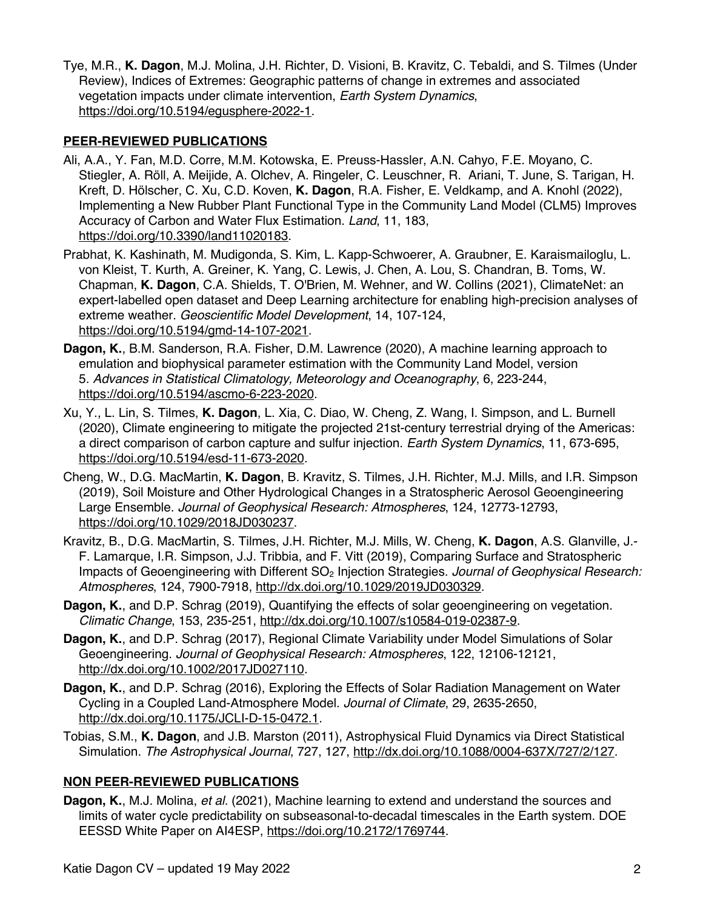Tye, M.R., **K. Dagon**, M.J. Molina, J.H. Richter, D. Visioni, B. Kravitz, C. Tebaldi, and S. Tilmes (Under Review), Indices of Extremes: Geographic patterns of change in extremes and associated vegetation impacts under climate intervention, *Earth System Dynamics*, https://doi.org/10.5194/egusphere-2022-1.

## PEER-REVIEWED PUBLICATIONS

Ali, A.A., Y. Fan, M.D. Corre, M.M. Kotowska, E. Preuss-Hassler, A.N. Cahyo, F.E. Moyano, C. Stiegler, A. Röll, A. Meijide, A. Olchev, A. Ringeler, C. Leuschner, R. Ariani, T. June, S. Tarigan, H. Kreft, D. Hölscher, C. Xu, C.D. Koven, **K. Dagon**, R.A. Fisher, E. Veldkamp, and A. Knohl (2022), Implementing a New Rubber Plant Functional Type in the Community Land Model (CLM5) Improves Accuracy of Carbon and Water Flux Estimation. *Land*, 11, 183, https://doi.org/10.3390/land11020183.

Prabhat, K. Kashinath, M. Mudigonda, S. Kim, L. Kapp-Schwoerer, A. Graubner, E. Karaismailoglu, L. von Kleist, T. Kurth, A. Greiner, K. Yang, C. Lewis, J. Chen, A. Lou, S. Chandran, B. Toms, W. Chapman, **K. Dagon**, C.A. Shields, T. O'Brien, M. Wehner, and W. Collins (2021), ClimateNet: an expert-labelled open dataset and Deep Learning architecture for enabling high-precision analyses of extreme weather. *Geoscientific Model Development*, 14, 107-124, https://doi.org/10.5194/gmd-14-107-2021.

**Dagon, K.**, B.M. Sanderson, R.A. Fisher, D.M. Lawrence (2020), A machine learning approach to emulation and biophysical parameter estimation with the Community Land Model, version 5. *Advances in Statistical Climatology, Meteorology and Oceanography*, 6, 223-244, https://doi.org/10.5194/ascmo-6-223-2020.

Xu, Y., L. Lin, S. Tilmes, **K. Dagon**, L. Xia, C. Diao, W. Cheng, Z. Wang, I. Simpson, and L. Burnell (2020), Climate engineering to mitigate the projected 21st-century terrestrial drying of the Americas: a direct comparison of carbon capture and sulfur injection. *Earth System Dynamics*, 11, 673-695, https://doi.org/10.5194/esd-11-673-2020.

Cheng, W., D.G. MacMartin, **K. Dagon**, B. Kravitz, S. Tilmes, J.H. Richter, M.J. Mills, and I.R. Simpson (2019), Soil Moisture and Other Hydrological Changes in a Stratospheric Aerosol Geoengineering Large Ensemble. *Journal of Geophysical Research: Atmospheres*, 124, 12773-12793, https://doi.org/10.1029/2018JD030237.

Kravitz, B., D.G. MacMartin, S. Tilmes, J.H. Richter, M.J. Mills, W. Cheng, **K. Dagon**, A.S. Glanville, J.-F. Lamarque, I.R. Simpson, J.J. Tribbia, and F. Vitt (2019), Comparing Surface and Stratospheric Impacts of Geoengineering with Different $SO_2$ Injection Strategies. *Journal of Geophysical Research: Atmospheres*, 124, 7900-7918, http://dx.doi.org/10.1029/2019JD030329.

**Dagon, K.**, and D.P. Schrag (2019), Quantifying the effects of solar geoengineering on vegetation. *Climatic Change*, 153, 235-251, http://dx.doi.org/10.1007/s10584-019-02387-9.

**Dagon, K.**, and D.P. Schrag (2017), Regional Climate Variability under Model Simulations of Solar Geoengineering. *Journal of Geophysical Research: Atmospheres*, 122, 12106-12121, http://dx.doi.org/10.1002/2017JD027110.

**Dagon, K.**, and D.P. Schrag (2016), Exploring the Effects of Solar Radiation Management on Water Cycling in a Coupled Land-Atmosphere Model. *Journal of Climate*, 29, 2635-2650, http://dx.doi.org/10.1175/JCLI-D-15-0472.1.

Tobias, S.M., **K. Dagon**, and J.B. Marston (2011), Astrophysical Fluid Dynamics via Direct Statistical Simulation. *The Astrophysical Journal*, 727, 127, http://dx.doi.org/10.1088/0004-637X/727/2/127.

## NON PEER-REVIEWED PUBLICATIONS

**Dagon, K.**, M.J. Molina, *et al.* (2021), Machine learning to extend and understand the sources and limits of water cycle predictability on subseasonal-to-decadal timescales in the Earth system. DOE EESSD White Paper on AI4ESP, https://doi.org/10.2172/1769744.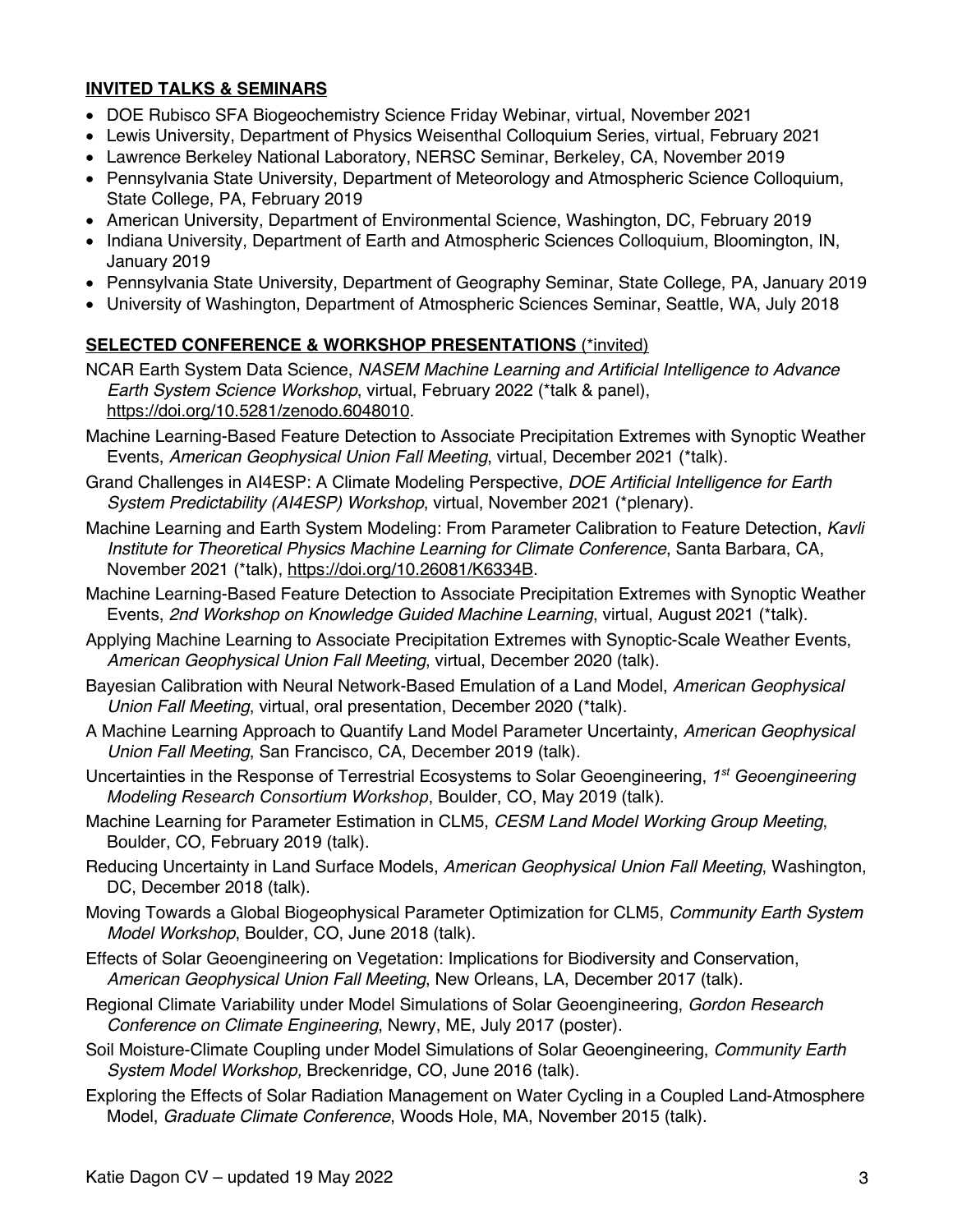## INVITED TALKS & SEMINARS

- DOE Rubisco SFA Biogeochemistry Science Friday Webinar, virtual, November 2021
- Lewis University, Department of Physics Weisenthal Colloquium Series, virtual, February 2021
- Lawrence Berkeley National Laboratory, NERSC Seminar, Berkeley, CA, November 2019
- Pennsylvania State University, Department of Meteorology and Atmospheric Science Colloquium, State College, PA, February 2019
- American University, Department of Environmental Science, Washington, DC, February 2019
- Indiana University, Department of Earth and Atmospheric Sciences Colloquium, Bloomington, IN, January 2019
- Pennsylvania State University, Department of Geography Seminar, State College, PA, January 2019
- University of Washington, Department of Atmospheric Sciences Seminar, Seattle, WA, July 2018

## SELECTED CONFERENCE & WORKSHOP PRESENTATIONS (*invited)

NCAR Earth System Data Science, *NASEM Machine Learning and Artificial Intelligence to Advance Earth System Science Workshop*, virtual, February 2022 (*talk & panel), https://doi.org/10.5281/zenodo.6048010.

Machine Learning-Based Feature Detection to Associate Precipitation Extremes with Synoptic Weather Events, *American Geophysical Union Fall Meeting*, virtual, December 2021 (*talk).

Grand Challenges in AI4ESP: A Climate Modeling Perspective, *DOE Artificial Intelligence for Earth System Predictability (AI4ESP) Workshop*, virtual, November 2021 (*plenary).

Machine Learning and Earth System Modeling: From Parameter Calibration to Feature Detection, *Kavli Institute for Theoretical Physics Machine Learning for Climate Conference*, Santa Barbara, CA, November 2021 (*talk), https://doi.org/10.26081/K6334B.

Machine Learning-Based Feature Detection to Associate Precipitation Extremes with Synoptic Weather Events, *2nd Workshop on Knowledge Guided Machine Learning*, virtual, August 2021 (*talk).

Applying Machine Learning to Associate Precipitation Extremes with Synoptic-Scale Weather Events, *American Geophysical Union Fall Meeting*, virtual, December 2020 (talk).

Bayesian Calibration with Neural Network-Based Emulation of a Land Model, *American Geophysical Union Fall Meeting*, virtual, oral presentation, December 2020 (*talk).

A Machine Learning Approach to Quantify Land Model Parameter Uncertainty, *American Geophysical Union Fall Meeting*, San Francisco, CA, December 2019 (talk).

Uncertainties in the Response of Terrestrial Ecosystems to Solar Geoengineering, *1st Geoengineering Modeling Research Consortium Workshop*, Boulder, CO, May 2019 (talk).

Machine Learning for Parameter Estimation in CLM5, *CESM Land Model Working Group Meeting*, Boulder, CO, February 2019 (talk).

Reducing Uncertainty in Land Surface Models, *American Geophysical Union Fall Meeting*, Washington, DC, December 2018 (talk).

Moving Towards a Global Biogeophysical Parameter Optimization for CLM5, *Community Earth System Model Workshop*, Boulder, CO, June 2018 (talk).

Effects of Solar Geoengineering on Vegetation: Implications for Biodiversity and Conservation, *American Geophysical Union Fall Meeting*, New Orleans, LA, December 2017 (talk).

Regional Climate Variability under Model Simulations of Solar Geoengineering, *Gordon Research Conference on Climate Engineering*, Newry, ME, July 2017 (poster).

Soil Moisture-Climate Coupling under Model Simulations of Solar Geoengineering, *Community Earth System Model Workshop,* Breckenridge, CO, June 2016 (talk).

Exploring the Effects of Solar Radiation Management on Water Cycling in a Coupled Land-Atmosphere Model, *Graduate Climate Conference*, Woods Hole, MA, November 2015 (talk).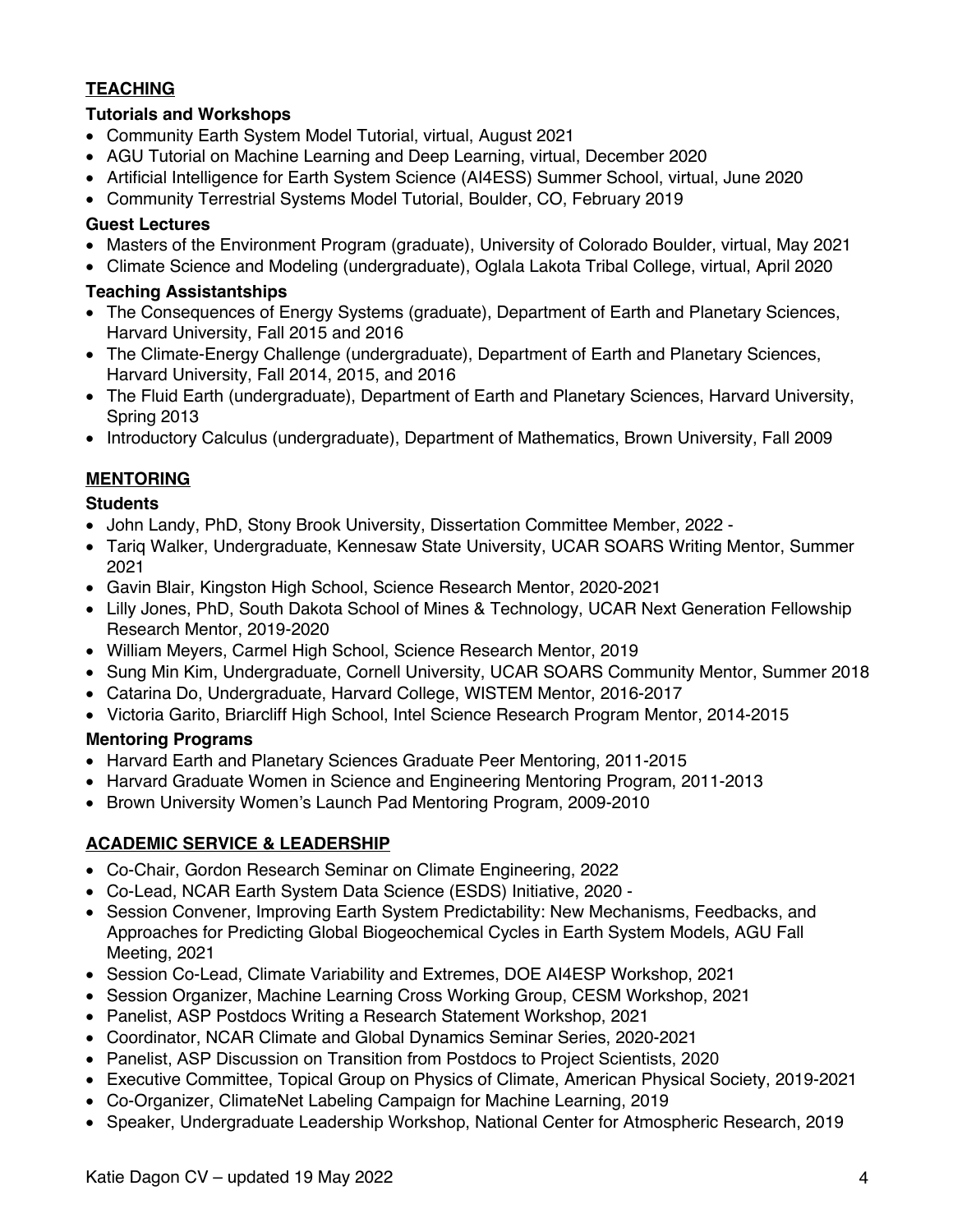## TEACHING

### Tutorials and Workshops

- Community Earth System Model Tutorial, virtual, August 2021
- AGU Tutorial on Machine Learning and Deep Learning, virtual, December 2020
- Artificial Intelligence for Earth System Science (AI4ESS) Summer School, virtual, June 2020
- Community Terrestrial Systems Model Tutorial, Boulder, CO, February 2019

### Guest Lectures

- Masters of the Environment Program (graduate), University of Colorado Boulder, virtual, May 2021
- Climate Science and Modeling (undergraduate), Oglala Lakota Tribal College, virtual, April 2020

### Teaching Assistantships

- The Consequences of Energy Systems (graduate), Department of Earth and Planetary Sciences, Harvard University, Fall 2015 and 2016
- The Climate-Energy Challenge (undergraduate), Department of Earth and Planetary Sciences, Harvard University, Fall 2014, 2015, and 2016
- The Fluid Earth (undergraduate), Department of Earth and Planetary Sciences, Harvard University, Spring 2013
- Introductory Calculus (undergraduate), Department of Mathematics, Brown University, Fall 2009

## MENTORING

### Students

- John Landy, PhD, Stony Brook University, Dissertation Committee Member, 2022 -
- Tariq Walker, Undergraduate, Kennesaw State University, UCAR SOARS Writing Mentor, Summer 2021
- Gavin Blair, Kingston High School, Science Research Mentor, 2020-2021
- Lilly Jones, PhD, South Dakota School of Mines & Technology, UCAR Next Generation Fellowship Research Mentor, 2019-2020
- William Meyers, Carmel High School, Science Research Mentor, 2019
- Sung Min Kim, Undergraduate, Cornell University, UCAR SOARS Community Mentor, Summer 2018
- Catarina Do, Undergraduate, Harvard College, WISTEM Mentor, 2016-2017
- Victoria Garito, Briarcliff High School, Intel Science Research Program Mentor, 2014-2015

### Mentoring Programs

- Harvard Earth and Planetary Sciences Graduate Peer Mentoring, 2011-2015
- Harvard Graduate Women in Science and Engineering Mentoring Program, 2011-2013
- Brown University Women's Launch Pad Mentoring Program, 2009-2010

## ACADEMIC SERVICE & LEADERSHIP

- Co-Chair, Gordon Research Seminar on Climate Engineering, 2022
- Co-Lead, NCAR Earth System Data Science (ESDS) Initiative, 2020 -
- Session Convener, Improving Earth System Predictability: New Mechanisms, Feedbacks, and Approaches for Predicting Global Biogeochemical Cycles in Earth System Models, AGU Fall Meeting, 2021
- Session Co-Lead, Climate Variability and Extremes, DOE AI4ESP Workshop, 2021
- Session Organizer, Machine Learning Cross Working Group, CESM Workshop, 2021
- Panelist, ASP Postdocs Writing a Research Statement Workshop, 2021
- Coordinator, NCAR Climate and Global Dynamics Seminar Series, 2020-2021
- Panelist, ASP Discussion on Transition from Postdocs to Project Scientists, 2020
- Executive Committee, Topical Group on Physics of Climate, American Physical Society, 2019-2021
- Co-Organizer, ClimateNet Labeling Campaign for Machine Learning, 2019
- Speaker, Undergraduate Leadership Workshop, National Center for Atmospheric Research, 2019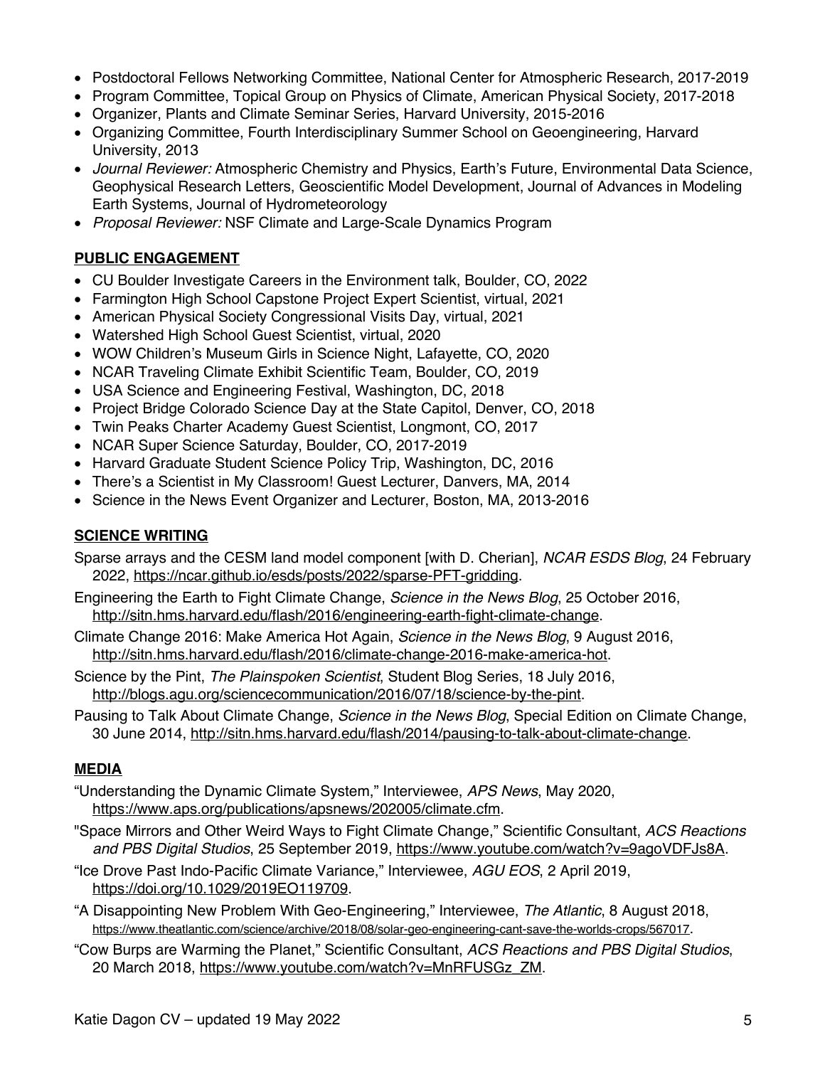- Postdoctoral Fellows Networking Committee, National Center for Atmospheric Research, 2017-2019
- Program Committee, Topical Group on Physics of Climate, American Physical Society, 2017-2018
- Organizer, Plants and Climate Seminar Series, Harvard University, 2015-2016
- Organizing Committee, Fourth Interdisciplinary Summer School on Geoengineering, Harvard University, 2013
- *Journal Reviewer:* Atmospheric Chemistry and Physics, Earth's Future, Environmental Data Science, Geophysical Research Letters, Geoscientific Model Development, Journal of Advances in Modeling Earth Systems, Journal of Hydrometeorology
- *Proposal Reviewer:* NSF Climate and Large-Scale Dynamics Program

## PUBLIC ENGAGEMENT

- CU Boulder Investigate Careers in the Environment talk, Boulder, CO, 2022
- Farmington High School Capstone Project Expert Scientist, virtual, 2021
- American Physical Society Congressional Visits Day, virtual, 2021
- Watershed High School Guest Scientist, virtual, 2020
- WOW Children's Museum Girls in Science Night, Lafayette, CO, 2020
- NCAR Traveling Climate Exhibit Scientific Team, Boulder, CO, 2019
- USA Science and Engineering Festival, Washington, DC, 2018
- Project Bridge Colorado Science Day at the State Capitol, Denver, CO, 2018
- Twin Peaks Charter Academy Guest Scientist, Longmont, CO, 2017
- NCAR Super Science Saturday, Boulder, CO, 2017-2019
- Harvard Graduate Student Science Policy Trip, Washington, DC, 2016
- There's a Scientist in My Classroom! Guest Lecturer, Danvers, MA, 2014
- Science in the News Event Organizer and Lecturer, Boston, MA, 2013-2016

## SCIENCE WRITING

Sparse arrays and the CESM land model component [with D. Cherian], *NCAR ESDS Blog*, 24 February 2022, https://ncar.github.io/esds/posts/2022/sparse-PFT-gridding.

Engineering the Earth to Fight Climate Change, *Science in the News Blog*, 25 October 2016, http://sitn.hms.harvard.edu/flash/2016/engineering-earth-fight-climate-change.

Climate Change 2016: Make America Hot Again, *Science in the News Blog*, 9 August 2016, http://sitn.hms.harvard.edu/flash/2016/climate-change-2016-make-america-hot.

Science by the Pint, *The Plainspoken Scientist*, Student Blog Series, 18 July 2016, http://blogs.agu.org/sciencecommunication/2016/07/18/science-by-the-pint.

Pausing to Talk About Climate Change, *Science in the News Blog*, Special Edition on Climate Change, 30 June 2014, http://sitn.hms.harvard.edu/flash/2014/pausing-to-talk-about-climate-change.

## MEDIA

"Understanding the Dynamic Climate System," Interviewee, *APS News*, May 2020, https://www.aps.org/publications/apsnews/202005/climate.cfm.

"Space Mirrors and Other Weird Ways to Fight Climate Change," Scientific Consultant, *ACS Reactions and PBS Digital Studios*, 25 September 2019, https://www.youtube.com/watch?v=9agoVDFJs8A.

"Ice Drove Past Indo-Pacific Climate Variance," Interviewee, *AGU EOS*, 2 April 2019, https://doi.org/10.1029/2019EO119709.

"A Disappointing New Problem With Geo-Engineering," Interviewee, *The Atlantic*, 8 August 2018, https://www.theatlantic.com/science/archive/2018/08/solar-geo-engineering-cant-save-the-worlds-crops/567017.

"Cow Burps are Warming the Planet," Scientific Consultant, *ACS Reactions and PBS Digital Studios*, 20 March 2018, https://www.youtube.com/watch?v=MnRFUSGz_ZM.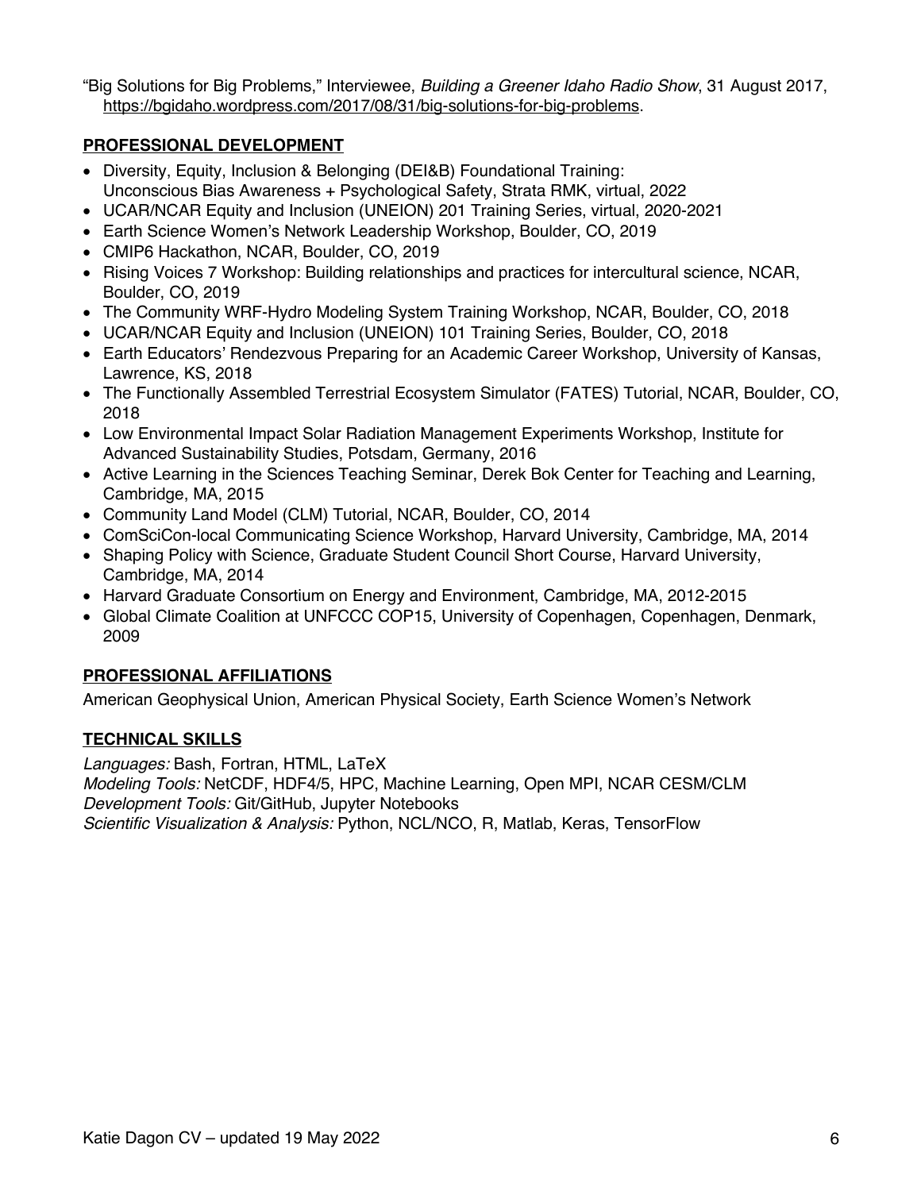"Big Solutions for Big Problems," Interviewee, *Building a Greener Idaho Radio Show*, 31 August 2017, https://bgidaho.wordpress.com/2017/08/31/big-solutions-for-big-problems.

## PROFESSIONAL DEVELOPMENT

- Diversity, Equity, Inclusion & Belonging (DEI&B) Foundational Training: Unconscious Bias Awareness + Psychological Safety, Strata RMK, virtual, 2022
- UCAR/NCAR Equity and Inclusion (UNEION) 201 Training Series, virtual, 2020-2021
- Earth Science Women's Network Leadership Workshop, Boulder, CO, 2019
- CMIP6 Hackathon, NCAR, Boulder, CO, 2019
- Rising Voices 7 Workshop: Building relationships and practices for intercultural science, NCAR, Boulder, CO, 2019
- The Community WRF-Hydro Modeling System Training Workshop, NCAR, Boulder, CO, 2018
- UCAR/NCAR Equity and Inclusion (UNEION) 101 Training Series, Boulder, CO, 2018
- Earth Educators' Rendezvous Preparing for an Academic Career Workshop, University of Kansas, Lawrence, KS, 2018
- The Functionally Assembled Terrestrial Ecosystem Simulator (FATES) Tutorial, NCAR, Boulder, CO, 2018
- Low Environmental Impact Solar Radiation Management Experiments Workshop, Institute for Advanced Sustainability Studies, Potsdam, Germany, 2016
- Active Learning in the Sciences Teaching Seminar, Derek Bok Center for Teaching and Learning, Cambridge, MA, 2015
- Community Land Model (CLM) Tutorial, NCAR, Boulder, CO, 2014
- ComSciCon-local Communicating Science Workshop, Harvard University, Cambridge, MA, 2014
- Shaping Policy with Science, Graduate Student Council Short Course, Harvard University, Cambridge, MA, 2014
- Harvard Graduate Consortium on Energy and Environment, Cambridge, MA, 2012-2015
- Global Climate Coalition at UNFCCC COP15, University of Copenhagen, Copenhagen, Denmark, 2009

## PROFESSIONAL AFFILIATIONS

American Geophysical Union, American Physical Society, Earth Science Women's Network

## TECHNICAL SKILLS

*Languages:* Bash, Fortran, HTML, LaTeX
*Modeling Tools:* NetCDF, HDF4/5, HPC, Machine Learning, Open MPI, NCAR CESM/CLM
*Development Tools:* Git/GitHub, Jupyter Notebooks
*Scientific Visualization & Analysis:* Python, NCL/NCO, R, Matlab, Keras, TensorFlow